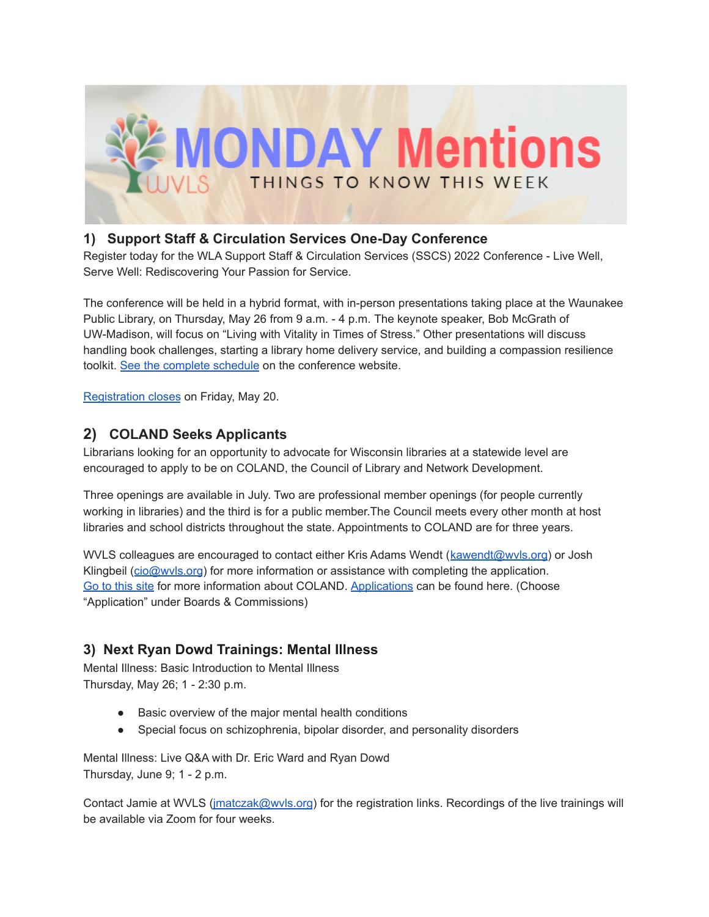# MONDAY Mentions

WVLS — THINGS TO KNOW THIS WEEK

## 1) Support Staff & Circulation Services One-Day Conference

Register today for the WLA Support Staff & Circulation Services (SSCS) 2022 Conference - Live Well, Serve Well: Rediscovering Your Passion for Service.

The conference will be held in a hybrid format, with in-person presentations taking place at the Waunakee Public Library, on Thursday, May 26 from 9 a.m. - 4 p.m. The keynote speaker, Bob McGrath of UW-Madison, will focus on "Living with Vitality in Times of Stress." Other presentations will discuss handling book challenges, starting a library home delivery service, and building a compassion resilience toolkit. See the complete schedule on the conference website.

Registration closes on Friday, May 20.

## 2) COLAND Seeks Applicants

Librarians looking for an opportunity to advocate for Wisconsin libraries at a statewide level are encouraged to apply to be on COLAND, the Council of Library and Network Development.

Three openings are available in July. Two are professional member openings (for people currently working in libraries) and the third is for a public member.The Council meets every other month at host libraries and school districts throughout the state. Appointments to COLAND are for three years.

WVLS colleagues are encouraged to contact either Kris Adams Wendt (kawendt@wvls.org) or Josh Klingbeil (cio@wvls.org) for more information or assistance with completing the application. Go to this site for more information about COLAND. Applications can be found here. (Choose "Application" under Boards & Commissions)

## 3) Next Ryan Dowd Trainings: Mental Illness

Mental Illness: Basic Introduction to Mental Illness
Thursday, May 26; 1 - 2:30 p.m.

- Basic overview of the major mental health conditions
- Special focus on schizophrenia, bipolar disorder, and personality disorders

Mental Illness: Live Q&A with Dr. Eric Ward and Ryan Dowd
Thursday, June 9; 1 - 2 p.m.

Contact Jamie at WVLS (jmatczak@wvls.org) for the registration links. Recordings of the live trainings will be available via Zoom for four weeks.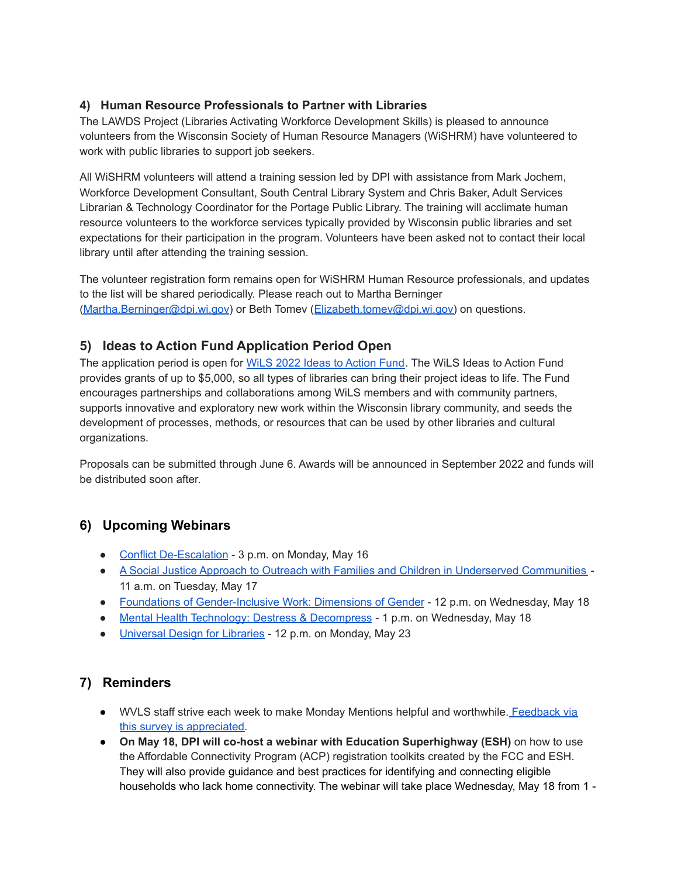### 4) Human Resource Professionals to Partner with Libraries

The LAWDS Project (Libraries Activating Workforce Development Skills) is pleased to announce volunteers from the Wisconsin Society of Human Resource Managers (WiSHRM) have volunteered to work with public libraries to support job seekers.

All WiSHRM volunteers will attend a training session led by DPI with assistance from Mark Jochem, Workforce Development Consultant, South Central Library System and Chris Baker, Adult Services Librarian & Technology Coordinator for the Portage Public Library. The training will acclimate human resource volunteers to the workforce services typically provided by Wisconsin public libraries and set expectations for their participation in the program. Volunteers have been asked not to contact their local library until after attending the training session.

The volunteer registration form remains open for WiSHRM Human Resource professionals, and updates to the list will be shared periodically. Please reach out to Martha Berninger (Martha.Berninger@dpi.wi.gov) or Beth Tomev (Elizabeth.tomev@dpi.wi.gov) on questions.

## 5) Ideas to Action Fund Application Period Open

The application period is open for WiLS 2022 Ideas to Action Fund. The WiLS Ideas to Action Fund provides grants of up to $5,000, so all types of libraries can bring their project ideas to life. The Fund encourages partnerships and collaborations among WiLS members and with community partners, supports innovative and exploratory new work within the Wisconsin library community, and seeds the development of processes, methods, or resources that can be used by other libraries and cultural organizations.

Proposals can be submitted through June 6. Awards will be announced in September 2022 and funds will be distributed soon after.

## 6) Upcoming Webinars

- Conflict De-Escalation - 3 p.m. on Monday, May 16
- A Social Justice Approach to Outreach with Families and Children in Underserved Communities - 11 a.m. on Tuesday, May 17
- Foundations of Gender-Inclusive Work: Dimensions of Gender - 12 p.m. on Wednesday, May 18
- Mental Health Technology: Destress & Decompress - 1 p.m. on Wednesday, May 18
- Universal Design for Libraries - 12 p.m. on Monday, May 23

## 7) Reminders

- WVLS staff strive each week to make Monday Mentions helpful and worthwhile. Feedback via this survey is appreciated.
- **On May 18, DPI will co-host a webinar with Education Superhighway (ESH)** on how to use the Affordable Connectivity Program (ACP) registration toolkits created by the FCC and ESH. They will also provide guidance and best practices for identifying and connecting eligible households who lack home connectivity. The webinar will take place Wednesday, May 18 from 1 -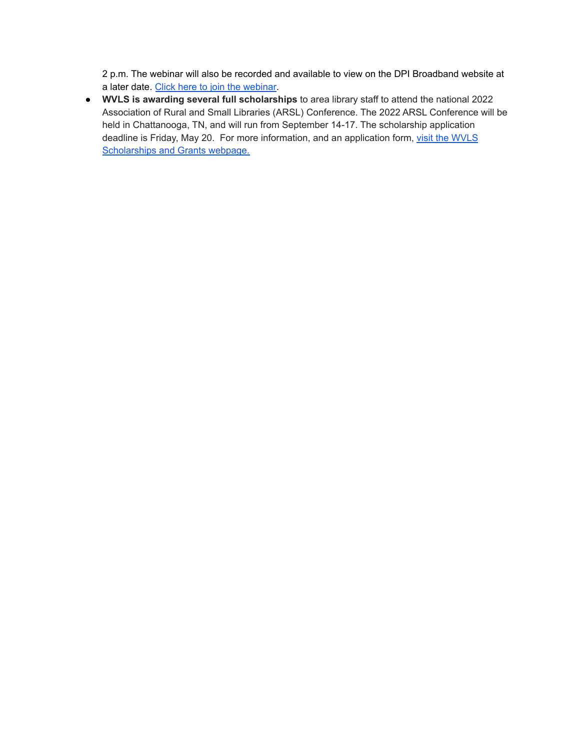2 p.m. The webinar will also be recorded and available to view on the DPI Broadband website at a later date. Click here to join the webinar.

- **WVLS is awarding several full scholarships** to area library staff to attend the national 2022 Association of Rural and Small Libraries (ARSL) Conference. The 2022 ARSL Conference will be held in Chattanooga, TN, and will run from September 14-17. The scholarship application deadline is Friday, May 20. For more information, and an application form, visit the WVLS Scholarships and Grants webpage.